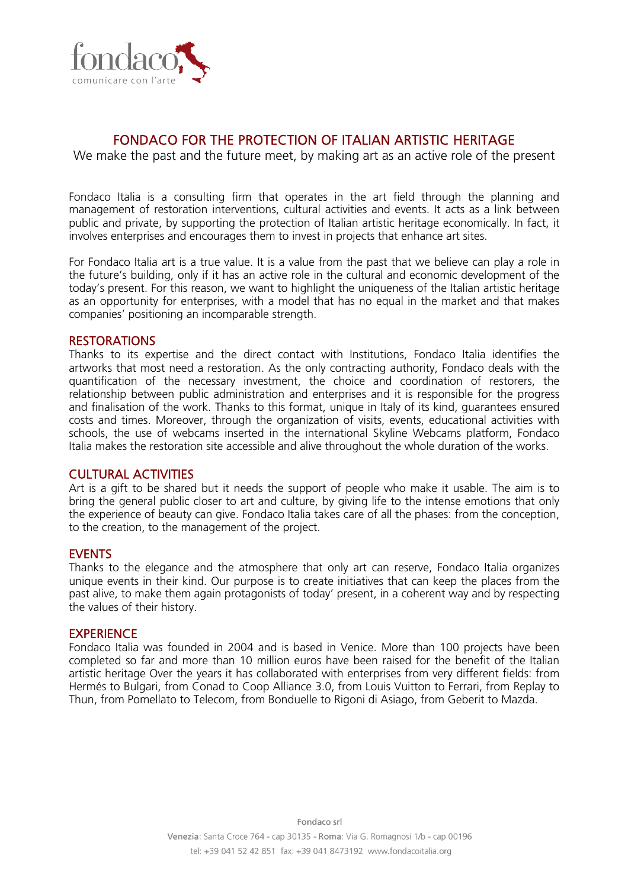fondaco
comunicare con l'arte

# FONDACO FOR THE PROTECTION OF ITALIAN ARTISTIC HERITAGE

We make the past and the future meet, by making art as an active role of the present

Fondaco Italia is a consulting firm that operates in the art field through the planning and management of restoration interventions, cultural activities and events. It acts as a link between public and private, by supporting the protection of Italian artistic heritage economically. In fact, it involves enterprises and encourages them to invest in projects that enhance art sites.

For Fondaco Italia art is a true value. It is a value from the past that we believe can play a role in the future's building, only if it has an active role in the cultural and economic development of the today's present. For this reason, we want to highlight the uniqueness of the Italian artistic heritage as an opportunity for enterprises, with a model that has no equal in the market and that makes companies' positioning an incomparable strength.

## RESTORATIONS

Thanks to its expertise and the direct contact with Institutions, Fondaco Italia identifies the artworks that most need a restoration. As the only contracting authority, Fondaco deals with the quantification of the necessary investment, the choice and coordination of restorers, the relationship between public administration and enterprises and it is responsible for the progress and finalisation of the work. Thanks to this format, unique in Italy of its kind, guarantees ensured costs and times. Moreover, through the organization of visits, events, educational activities with schools, the use of webcams inserted in the international Skyline Webcams platform, Fondaco Italia makes the restoration site accessible and alive throughout the whole duration of the works.

## CULTURAL ACTIVITIES

Art is a gift to be shared but it needs the support of people who make it usable. The aim is to bring the general public closer to art and culture, by giving life to the intense emotions that only the experience of beauty can give. Fondaco Italia takes care of all the phases: from the conception, to the creation, to the management of the project.

## EVENTS

Thanks to the elegance and the atmosphere that only art can reserve, Fondaco Italia organizes unique events in their kind. Our purpose is to create initiatives that can keep the places from the past alive, to make them again protagonists of today' present, in a coherent way and by respecting the values of their history.

## EXPERIENCE

Fondaco Italia was founded in 2004 and is based in Venice. More than 100 projects have been completed so far and more than 10 million euros have been raised for the benefit of the Italian artistic heritage Over the years it has collaborated with enterprises from very different fields: from Hermés to Bulgari, from Conad to Coop Alliance 3.0, from Louis Vuitton to Ferrari, from Replay to Thun, from Pomellato to Telecom, from Bonduelle to Rigoni di Asiago, from Geberit to Mazda.

Fondaco srl

**Venezia**: Santa Croce 764 - cap 30135 - **Roma**: Via G. Romagnosi 1/b - cap 00196

tel: +39 041 52 42 851 fax: +39 041 8473192 www.fondacoitalia.org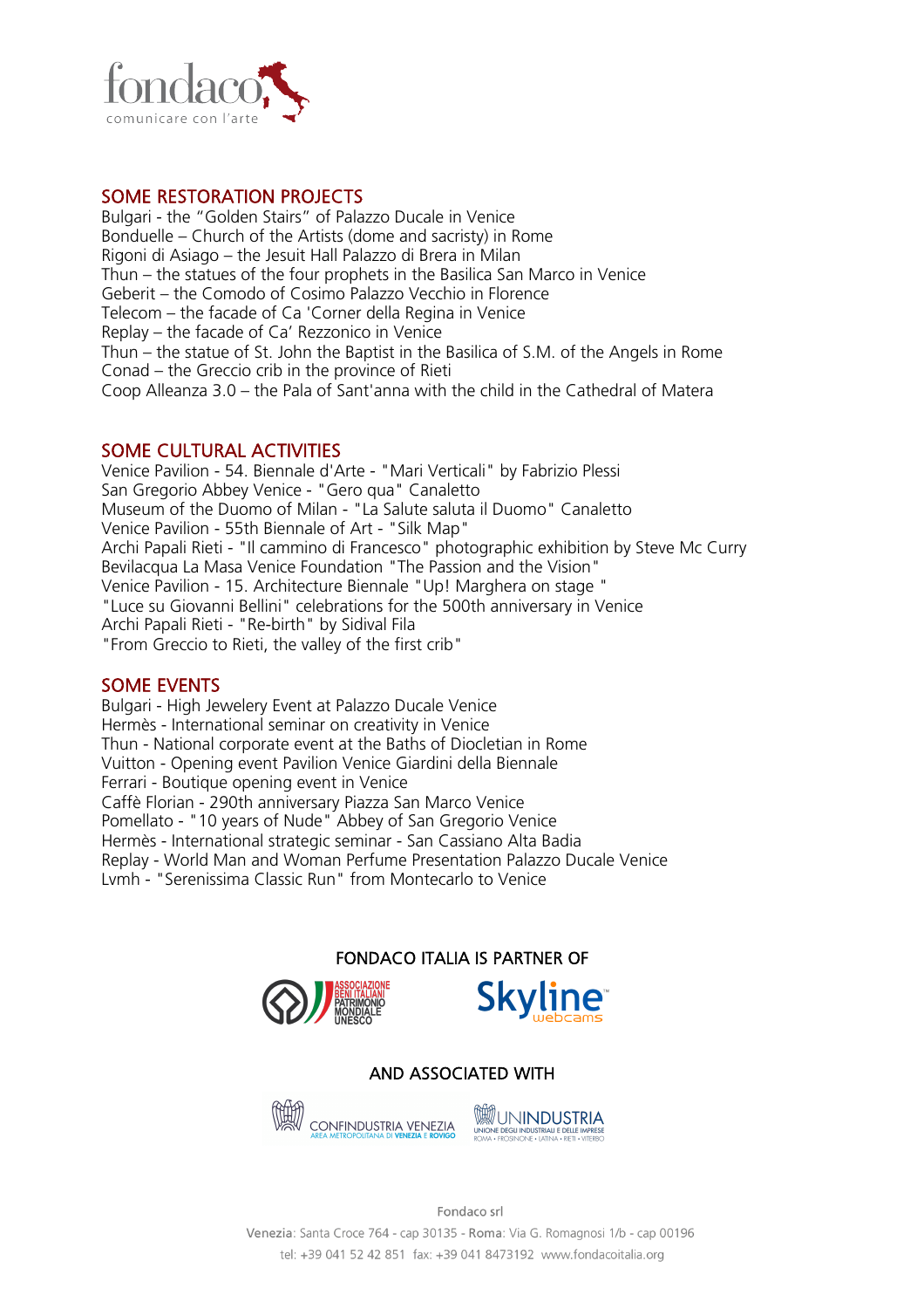fondaco
comunicare con l'arte

## SOME RESTORATION PROJECTS

Bulgari - the "Golden Stairs" of Palazzo Ducale in Venice
Bonduelle – Church of the Artists (dome and sacristy) in Rome
Rigoni di Asiago – the Jesuit Hall Palazzo di Brera in Milan
Thun – the statues of the four prophets in the Basilica San Marco in Venice
Geberit – the Comodo of Cosimo Palazzo Vecchio in Florence
Telecom – the facade of Ca 'Corner della Regina in Venice
Replay – the facade of Ca' Rezzonico in Venice
Thun – the statue of St. John the Baptist in the Basilica of S.M. of the Angels in Rome
Conad – the Greccio crib in the province of Rieti
Coop Alleanza 3.0 – the Pala of Sant'anna with the child in the Cathedral of Matera

## SOME CULTURAL ACTIVITIES

Venice Pavilion - 54. Biennale d'Arte - "Mari Verticali" by Fabrizio Plessi
San Gregorio Abbey Venice - "Gero qua" Canaletto
Museum of the Duomo of Milan - "La Salute saluta il Duomo" Canaletto
Venice Pavilion - 55th Biennale of Art - "Silk Map"
Archi Papali Rieti - "Il cammino di Francesco" photographic exhibition by Steve Mc Curry
Bevilacqua La Masa Venice Foundation "The Passion and the Vision"
Venice Pavilion - 15. Architecture Biennale "Up! Marghera on stage "
"Luce su Giovanni Bellini" celebrations for the 500th anniversary in Venice
Archi Papali Rieti - "Re-birth" by Sidival Fila
"From Greccio to Rieti, the valley of the first crib"

## SOME EVENTS

Bulgari - High Jewelery Event at Palazzo Ducale Venice
Hermès - International seminar on creativity in Venice
Thun - National corporate event at the Baths of Diocletian in Rome
Vuitton - Opening event Pavilion Venice Giardini della Biennale
Ferrari - Boutique opening event in Venice
Caffè Florian - 290th anniversary Piazza San Marco Venice
Pomellato - "10 years of Nude" Abbey of San Gregorio Venice
Hermès - International strategic seminar - San Cassiano Alta Badia
Replay - World Man and Woman Perfume Presentation Palazzo Ducale Venice
Lvmh - "Serenissima Classic Run" from Montecarlo to Venice

FONDACO ITALIA IS PARTNER OF

ASSOCIAZIONE BENI ITALIANI PATRIMONIO MONDIALE UNESCO
Skyline webcams

AND ASSOCIATED WITH

CONFINDUSTRIA VENEZIA AREA METROPOLITANA DI VENEZIA E ROVIGO
UNINDUSTRIA UNIONE DEGLI INDUSTRIALI E DELLE IMPRESE ROMA • FROSINONE • LATINA • RIETI • VITERBO

Fondaco srl
Venezia: Santa Croce 764 - cap 30135 - Roma: Via G. Romagnosi 1/b - cap 00196
tel: +39 041 52 42 851 fax: +39 041 8473192 www.fondacoitalia.org